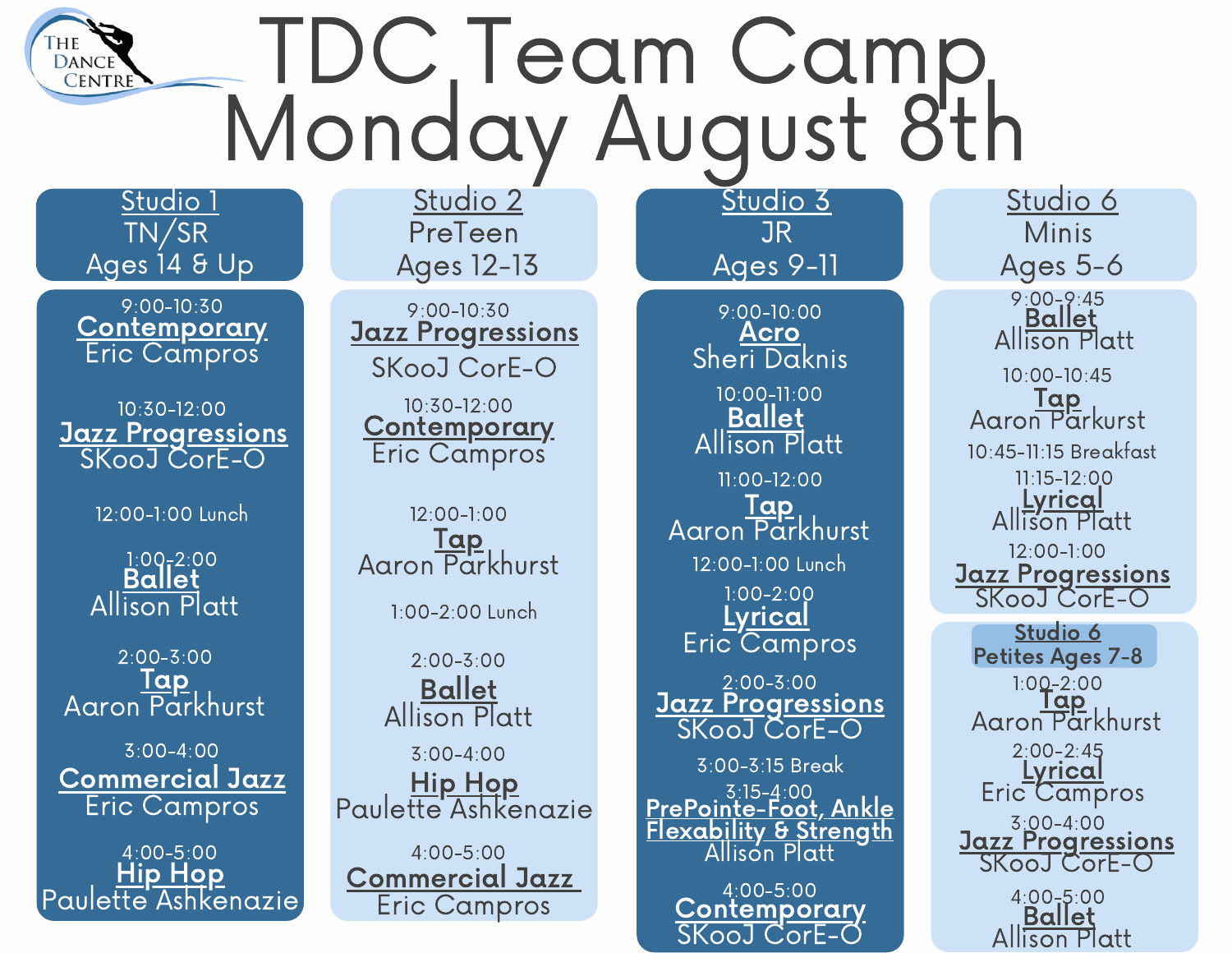The Dance Centre

# TDC Team Camp Monday August 8th

## Studio 1
TN/SR
Ages 14 & Up

9:00-10:30
**Contemporary**
Eric Campros

10:30-12:00
**Jazz Progressions**
SKooJ CorE-O

12:00-1:00 Lunch

1:00-2:00
**Ballet**
Allison Platt

2:00-3:00
**Tap**
Aaron Parkhurst

3:00-4:00
**Commercial Jazz**
Eric Campros

4:00-5:00
**Hip Hop**
Paulette Ashkenazie

## Studio 2
PreTeen
Ages 12-13

9:00-10:30
**Jazz Progressions**
SKooJ CorE-O

10:30-12:00
**Contemporary**
Eric Campros

12:00-1:00
**Tap**
Aaron Parkhurst

1:00-2:00 Lunch

2:00-3:00
**Ballet**
Allison Platt

3:00-4:00
**Hip Hop**
Paulette Ashkenazie

4:00-5:00
**Commercial Jazz**
Eric Campros

## Studio 3
JR
Ages 9-11

9:00-10:00
**Acro**
Sheri Daknis

10:00-11:00
**Ballet**
Allison Platt

11:00-12:00
**Tap**
Aaron Parkhurst

12:00-1:00 Lunch

1:00-2:00
**Lyrical**
Eric Campros

2:00-3:00
**Jazz Progressions**
SKooJ CorE-O

3:00-3:15 Break

3:15-4:00
**PrePointe-Foot, Ankle Flexability & Strength**
Allison Platt

4:00-5:00
**Contemporary**
SKooJ CorE-O

## Studio 6
Minis
Ages 5-6

9:00-9:45
**Ballet**
Allison Platt

10:00-10:45
**Tap**
Aaron Parkurst

10:45-11:15 Breakfast

11:15-12:00
**Lyrical**
Allison Platt

12:00-1:00
**Jazz Progressions**
SKooJ CorE-O

## Studio 6
Petites Ages 7-8

1:00-2:00
**Tap**
Aaron Parkhurst

2:00-2:45
**Lyrical**
Eric Campros

3:00-4:00
**Jazz Progressions**
SKooJ CorE-O

4:00-5:00
**Ballet**
Allison Platt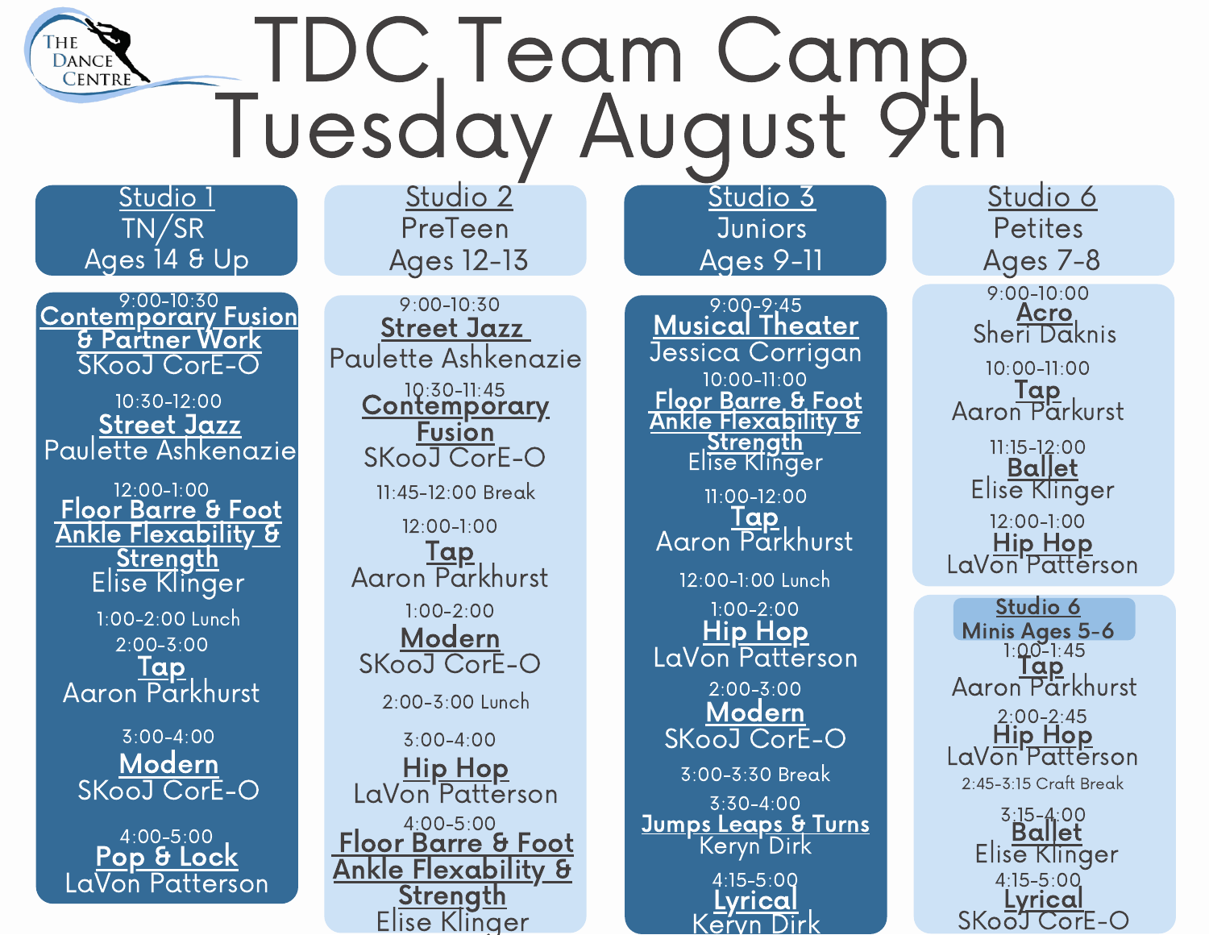THE DANCE CENTRE

# TDC Team Camp Tuesday August 9th

## Studio 1 – TN/SR – Ages 14 & Up

9:00-10:30
**Contemporary Fusion & Partner Work**
SKooJ CorE-O

10:30-12:00
**Street Jazz**
Paulette Ashkenazie

12:00-1:00
**Floor Barre & Foot Ankle Flexability & Strength**
Elise Klinger

1:00-2:00 Lunch

2:00-3:00
**Tap**
Aaron Parkhurst

3:00-4:00
**Modern**
SKooJ CorE-O

4:00-5:00
**Pop & Lock**
LaVon Patterson

## Studio 2 – PreTeen – Ages 12-13

9:00-10:30
**Street Jazz**
Paulette Ashkenazie

10:30-11:45
**Contemporary Fusion**
SKooJ CorE-O

11:45-12:00 Break

12:00-1:00
**Tap**
Aaron Parkhurst

1:00-2:00
**Modern**
SKooJ CorE-O

2:00-3:00 Lunch

3:00-4:00
**Hip Hop**
LaVon Patterson

4:00-5:00
**Floor Barre & Foot Ankle Flexability & Strength**
Elise Klinger

## Studio 3 – Juniors – Ages 9-11

9:00-9:45
**Musical Theater**
Jessica Corrigan

10:00-11:00
**Floor Barre & Foot Ankle Flexability & Strength**
Elise Klinger

11:00-12:00
**Tap**
Aaron Parkhurst

12:00-1:00 Lunch

1:00-2:00
**Hip Hop**
LaVon Patterson

2:00-3:00
**Modern**
SKooJ CorE-O

3:00-3:30 Break

3:30-4:00
**Jumps Leaps & Turns**
Keryn Dirk

4:15-5:00
**Lyrical**
Keryn Dirk

## Studio 6 – Petites – Ages 7-8

9:00-10:00
**Acro**
Sheri Daknis

10:00-11:00
**Tap**
Aaron Parkurst

11:15-12:00
**Ballet**
Elise Klinger

12:00-1:00
**Hip Hop**
LaVon Patterson

## Studio 6 – Minis Ages 5-6

1:00-1:45
**Tap**
Aaron Parkhurst

2:00-2:45
**Hip Hop**
LaVon Patterson

2:45-3:15 Craft Break

3:15-4:00
**Ballet**
Elise Klinger

4:15-5:00
**Lyrical**
SKooJ CorE-O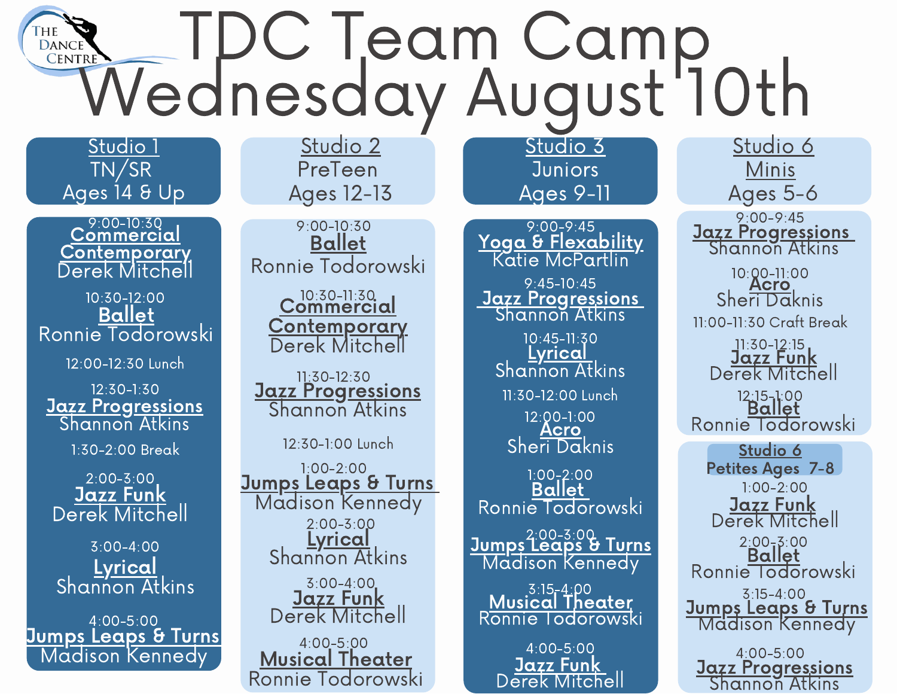# TDC Team Camp Wednesday August 10th

THE DANCE CENTRE

## Studio 1 — TN/SR — Ages 14 & Up

9:00-10:30
**Commercial Contemporary**
Derek Mitchell

10:30-12:00
**Ballet**
Ronnie Todorowski

12:00-12:30 Lunch

12:30-1:30
**Jazz Progressions**
Shannon Atkins

1:30-2:00 Break

2:00-3:00
**Jazz Funk**
Derek Mitchell

3:00-4:00
**Lyrical**
Shannon Atkins

4:00-5:00
**Jumps Leaps & Turns**
Madison Kennedy

## Studio 2 — PreTeen — Ages 12-13

9:00-10:30
**Ballet**
Ronnie Todorowski

10:30-11:30
**Commercial Contemporary**
Derek Mitchell

11:30-12:30
**Jazz Progressions**
Shannon Atkins

12:30-1:00 Lunch

1:00-2:00
**Jumps Leaps & Turns**
Madison Kennedy

2:00-3:00
**Lyrical**
Shannon Atkins

3:00-4:00
**Jazz Funk**
Derek Mitchell

4:00-5:00
**Musical Theater**
Ronnie Todorowski

## Studio 3 — Juniors — Ages 9-11

9:00-9:45
**Yoga & Flexability**
Katie McPartlin

9:45-10:45
**Jazz Progressions**
Shannon Atkins

10:45-11:30
**Lyrical**
Shannon Atkins

11:30-12:00 Lunch

12:00-1:00
**Acro**
Sheri Daknis

1:00-2:00
**Ballet**
Ronnie Todorowski

2:00-3:00
**Jumps Leaps & Turns**
Madison Kennedy

3:15-4:00
**Musical Theater**
Ronnie Todorowski

4:00-5:00
**Jazz Funk**
Derek Mitchell

## Studio 6 — Minis — Ages 5-6

9:00-9:45
**Jazz Progressions**
Shannon Atkins

10:00-11:00
**Acro**
Sheri Daknis

11:00-11:30 Craft Break

11:30-12:15
**Jazz Funk**
Derek Mitchell

12:15-1:00
**Ballet**
Ronnie Todorowski

## Studio 6 — Petites Ages 7-8

1:00-2:00
**Jazz Funk**
Derek Mitchell

2:00-3:00
**Ballet**
Ronnie Todorowski

3:15-4:00
**Jumps Leaps & Turns**
Madison Kennedy

4:00-5:00
**Jazz Progressions**
Shannon Atkins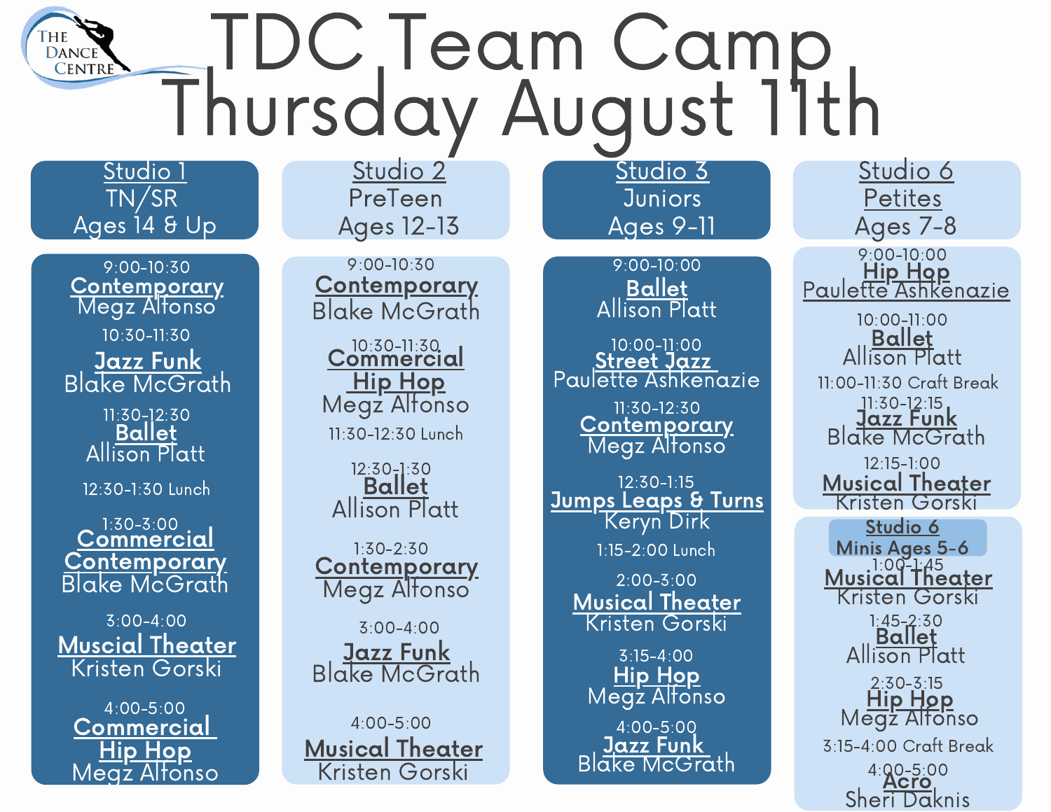THE DANCE CENTRE

# TDC Team Camp
# Thursday August 11th

## Studio 1
TN/SR
Ages 14 & Up

9:00-10:30
**Contemporary**
Megz Alfonso

10:30-11:30
**Jazz Funk**
Blake McGrath

11:30-12:30
**Ballet**
Allison Platt

12:30-1:30 Lunch

1:30-3:00
**Commercial Contemporary**
Blake McGrath

3:00-4:00
**Muscial Theater**
Kristen Gorski

4:00-5:00
**Commercial Hip Hop**
Megz Alfonso

## Studio 2
PreTeen
Ages 12-13

9:00-10:30
**Contemporary**
Blake McGrath

10:30-11:30
**Commercial Hip Hop**
Megz Alfonso

11:30-12:30 Lunch

12:30-1:30
**Ballet**
Allison Platt

1:30-2:30
**Contemporary**
Megz Alfonso

3:00-4:00
**Jazz Funk**
Blake McGrath

4:00-5:00
**Musical Theater**
Kristen Gorski

## Studio 3
Juniors
Ages 9-11

9:00-10:00
**Ballet**
Allison Platt

10:00-11:00
**Street Jazz**
Paulette Ashkenazie

11:30-12:30
**Contemporary**
Megz Alfonso

12:30-1:15
**Jumps Leaps & Turns**
Keryn Dirk

1:15-2:00 Lunch

2:00-3:00
**Musical Theater**
Kristen Gorski

3:15-4:00
**Hip Hop**
Megz Alfonso

4:00-5:00
**Jazz Funk**
Blake McGrath

## Studio 6
Petites
Ages 7-8

9:00-10:00
**Hip Hop**
Paulette Ashkenazie

10:00-11:00
**Ballet**
Allison Platt

11:00-11:30 Craft Break

11:30-12:15
**Jazz Funk**
Blake McGrath

12:15-1:00
**Musical Theater**
Kristen Gorski

## Studio 6
Minis Ages 5-6

1:00-1:45
**Musical Theater**
Kristen Gorski

1:45-2:30
**Ballet**
Allison Platt

2:30-3:15
**Hip Hop**
Megz Alfonso

3:15-4:00 Craft Break

4:00-5:00
**Acro**
Sheri Daknis